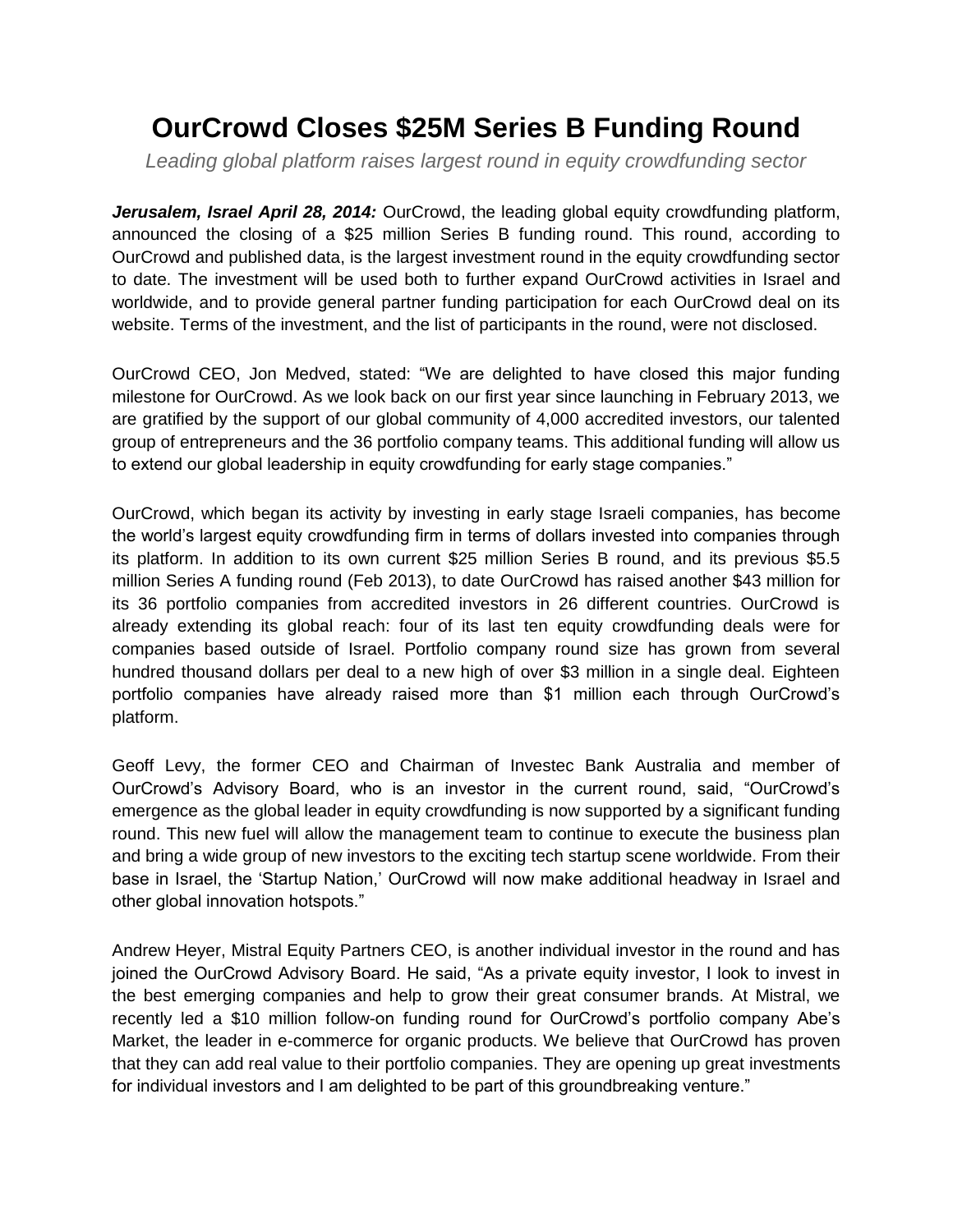# OurCrowd Closes $25M Series B Funding Round

*Leading global platform raises largest round in equity crowdfunding sector*

***Jerusalem, Israel April 28, 2014:*** OurCrowd, the leading global equity crowdfunding platform, announced the closing of a $25 million Series B funding round. This round, according to OurCrowd and published data, is the largest investment round in the equity crowdfunding sector to date. The investment will be used both to further expand OurCrowd activities in Israel and worldwide, and to provide general partner funding participation for each OurCrowd deal on its website. Terms of the investment, and the list of participants in the round, were not disclosed.

OurCrowd CEO, Jon Medved, stated: “We are delighted to have closed this major funding milestone for OurCrowd. As we look back on our first year since launching in February 2013, we are gratified by the support of our global community of 4,000 accredited investors, our talented group of entrepreneurs and the 36 portfolio company teams. This additional funding will allow us to extend our global leadership in equity crowdfunding for early stage companies.”

OurCrowd, which began its activity by investing in early stage Israeli companies, has become the world’s largest equity crowdfunding firm in terms of dollars invested into companies through its platform. In addition to its own current $25 million Series B round, and its previous $5.5 million Series A funding round (Feb 2013), to date OurCrowd has raised another $43 million for its 36 portfolio companies from accredited investors in 26 different countries. OurCrowd is already extending its global reach: four of its last ten equity crowdfunding deals were for companies based outside of Israel. Portfolio company round size has grown from several hundred thousand dollars per deal to a new high of over $3 million in a single deal. Eighteen portfolio companies have already raised more than $1 million each through OurCrowd’s platform.

Geoff Levy, the former CEO and Chairman of Investec Bank Australia and member of OurCrowd’s Advisory Board, who is an investor in the current round, said, “OurCrowd’s emergence as the global leader in equity crowdfunding is now supported by a significant funding round. This new fuel will allow the management team to continue to execute the business plan and bring a wide group of new investors to the exciting tech startup scene worldwide. From their base in Israel, the ‘Startup Nation,’ OurCrowd will now make additional headway in Israel and other global innovation hotspots.”

Andrew Heyer, Mistral Equity Partners CEO, is another individual investor in the round and has joined the OurCrowd Advisory Board. He said, “As a private equity investor, I look to invest in the best emerging companies and help to grow their great consumer brands. At Mistral, we recently led a $10 million follow-on funding round for OurCrowd’s portfolio company Abe’s Market, the leader in e-commerce for organic products. We believe that OurCrowd has proven that they can add real value to their portfolio companies. They are opening up great investments for individual investors and I am delighted to be part of this groundbreaking venture.”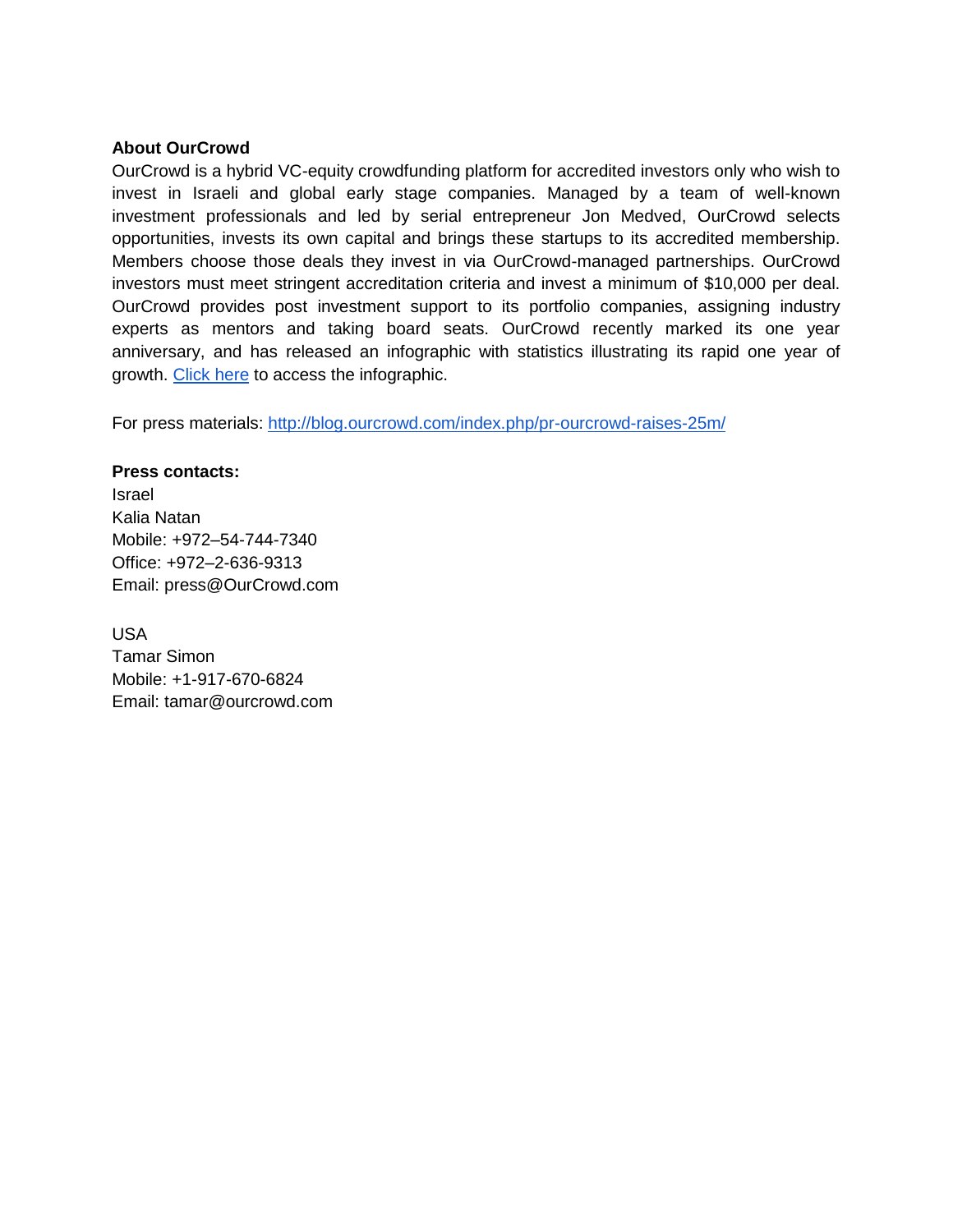**About OurCrowd**

OurCrowd is a hybrid VC-equity crowdfunding platform for accredited investors only who wish to invest in Israeli and global early stage companies. Managed by a team of well-known investment professionals and led by serial entrepreneur Jon Medved, OurCrowd selects opportunities, invests its own capital and brings these startups to its accredited membership. Members choose those deals they invest in via OurCrowd-managed partnerships. OurCrowd investors must meet stringent accreditation criteria and invest a minimum of $10,000 per deal. OurCrowd provides post investment support to its portfolio companies, assigning industry experts as mentors and taking board seats. OurCrowd recently marked its one year anniversary, and has released an infographic with statistics illustrating its rapid one year of growth. Click here to access the infographic.

For press materials: http://blog.ourcrowd.com/index.php/pr-ourcrowd-raises-25m/

**Press contacts:**

Israel
Kalia Natan
Mobile: +972–54-744-7340
Office: +972–2-636-9313
Email: press@OurCrowd.com

USA
Tamar Simon
Mobile: +1-917-670-6824
Email: tamar@ourcrowd.com